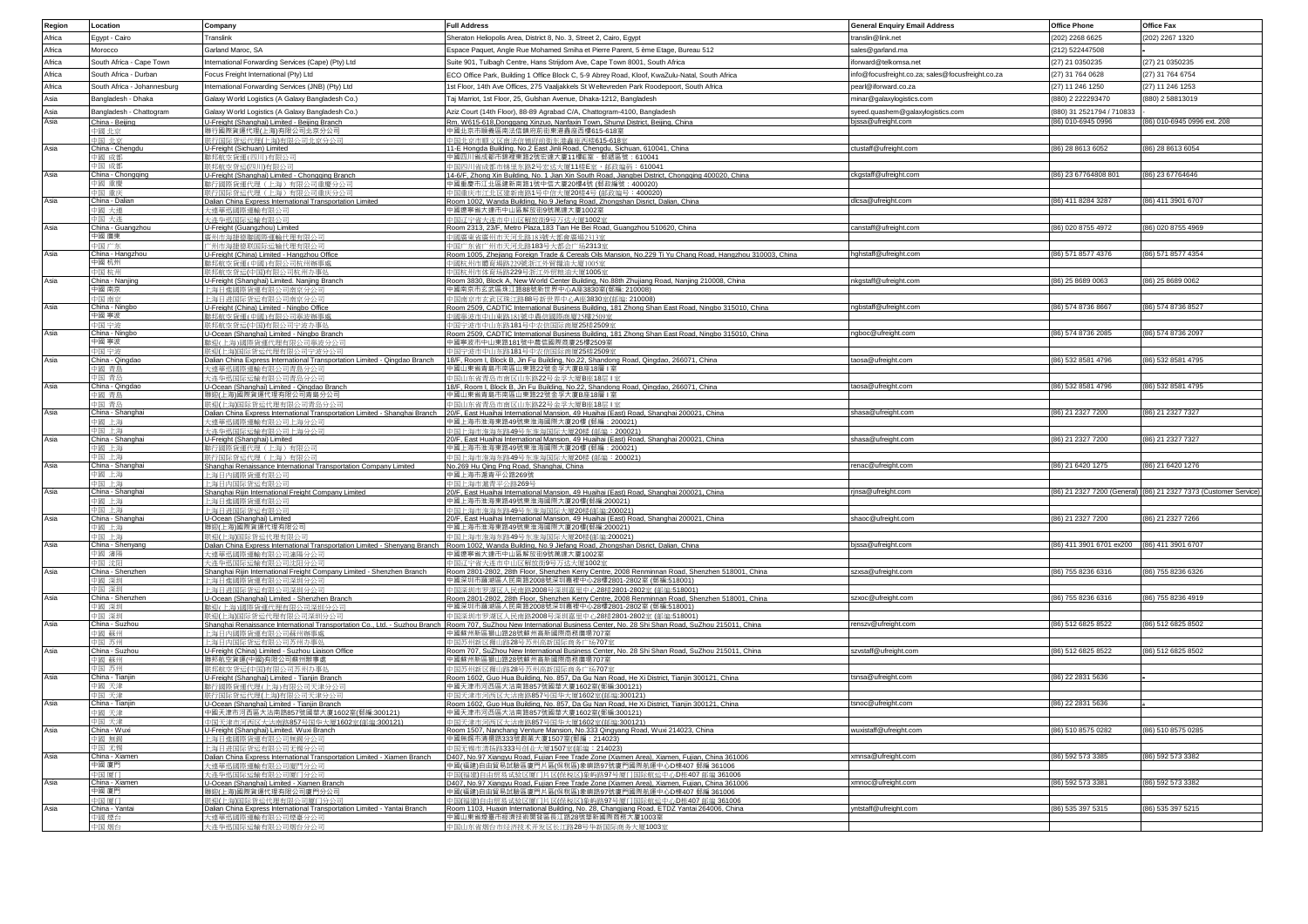| Region | Location | Company | Full Address | General Enquiry Email Address | Office Phone | Office Fax |
|---|---|---|---|---|---|---|
| Africa | Egypt - Cairo | Translink | Sheraton Heliopolis Area, District 8, No. 3, Street 2, Cairo, Egypt | translin@link.net | (202) 2268 6625 | (202) 2267 1320 |
| Africa | Morocco | Garland Maroc, SA | Espace Paquet, Angle Rue Mohamed Smiha et Pierre Parent, 5 ème Etage, Bureau 512 | sales@garland.ma | (212) 522447508 | - |
| Africa | South Africa - Cape Town | International Forwarding Services (Cape) (Pty) Ltd | Suite 901, Tulbagh Centre, Hans Strijdom Ave, Cape Town 8001, South Africa | iforward@telkomsa.net | (27) 21 0350235 | (27) 21 0350235 |
| Africa | South Africa - Durban | Focus Freight International (Pty) Ltd | ECO Office Park, Building 1 Office Block C, 5-9 Abrey Road, Kloof, KwaZulu-Natal, South Africa | info@focusfreight.co.za; sales@focusfreight.co.za | (27) 31 764 0628 | (27) 31 764 6754 |
| Africa | South Africa - Johannesburg | International Forwarding Services (JNB) (Pty) Ltd | 1st Floor, 14th Ave Offices, 275 Vaaljakkels St Weltevreden Park Roodepoort, South Africa | pearl@iforward.co.za | (27) 11 246 1250 | (27) 11 246 1253 |
| Asia | Bangladesh - Dhaka | Galaxy World Logistics (A Galaxy Bangladesh Co.) | Taj Marriot, 1st Floor, 25, Gulshan Avenue, Dhaka-1212, Bangladesh | minar@galaxylogistics.com | (880) 2 222293470 | (880) 2 58813019 |
| Asia | Bangladesh - Chattogram | Galaxy World Logistics (A Galaxy Bangladesh Co.) | Aziz Court (14th Floor), 88-89 Agrabad C/A, Chattogram-4100, Bangladesh | syeed.quashem@galaxylogistics.com | (880) 31 2521794 / 710833 | - |
| Asia | China - Beijing<br>中國 北京<br>中国 北京 | U-Freight (Shanghai) Limited - Beijing Branch<br>聯行國際貨運代理(上海)有限公司北京分公司<br>联行国际货运代理(上海)有限公司北京分公司 | Rm. W615-618,Dongyang Xinzuo, Nanfaxin Town, Shunyi District, Beijing, China<br>中國北京市順義區南法信鎮府前街東港鑫座西樓615-618室<br>中国北京市顺义区南法信镇府前街东港鑫座西楼615-618室 | bjssa@ufreight.com | (86) 010-6945 0996 | (86) 010-6945 0996 ext. 208 |
| Asia | China - Chengdu<br>中國 成都<br>中国 成都 | U-Freight (Sichuan) Limited<br>聯邦航空貨運(四川)有限公司<br>联邦航空货运(四川)有限公司 | 11-E Hongda Building, No.2 East Jinli Road, Chengdu, Sichuan, 610041, China<br>中國四川省成都市錦裡東路2號宏達大廈11樓E室，郵政編碼：610041<br>中国四川省成都市锦里东路2号宏达大厦11楼E室，邮政编码：610041 | ctustaff@ufreight.com | (86) 28 8613 6052 | (86) 28 8613 6054 |
| Asia | China - Chongqing<br>中國 重慶<br>中国 重庆 | U-Freight (Shanghai) Limited - Chongqing Branch<br>聯行國際貨運代理（上海）有限公司重慶分公司<br>联行国际货运代理（上海）有限公司重庆分公司 | 14-6/F, Zhong Xin Building, No. 1 Jian Xin South Road, Jiangbei District, Chongqing 400020, China<br>中國重慶市江北區建新南路1號中信大廈20樓4號 (郵政編號：400020)<br>中国重庆市江北区建新南路1号中信大厦20楼4号 (邮政编号：400020) | ckgstaff@ufreight.com | (86) 23 67764808 801 | (86) 23 67764646 |
| Asia | China - Dalian<br>中國 大連<br>中国 大连 | Dalian China Express International Transportation Limited<br>大連華迅國際運輸有限公司<br>大连华迅国际运输有限公司 | Room 1002, Wanda Building, No.9 Jiefang Road, Zhongshan Direct, Dalian, China<br>中國遼寧省大連市中山區解放街9號萬達大廈1002室<br>中国辽宁省大连市中山区解放街9号万达大厦1002室 | dlcsa@ufreight.com | (86) 411 8284 3287 | (86) 411 3901 6707 |
| Asia | China - Guangzhou<br>中國 廣東<br>中国 广东 | U-Freight (Guangzhou) Limited<br>廣州市海捷聯聯國際運輸代理有限公司<br>广州市海捷联联国际运输代理有限公司 | Room 2313, 23/F, Metro Plaza,183 Tian He Bei Road, Guangzhou 510620, China<br>中國廣東省廣州市天河北路183號大都會廣場2313室<br>中国广东省广州市天河北路183号大都会广场2313室 | canstaff@ufreight.com | (86) 020 8755 4972 | (86) 020 8755 4969 |
| Asia | China - Hangzhou<br>中國 杭州<br>中国 杭州 | U-Freight (China) Limited - Hangzhou Office<br>聯邦航空貨運(中國)有限公司杭州辦事處<br>联邦航空货运(中国)有限公司杭州办事处 | Room 1005, Zhejiang Foreign Trade & Cereals Oils Mansion, No.229 Ti Yu Chang Road, Hangzhou 310003, China<br>中國杭州市體育場路229號浙江外貿糧油大廈1005室<br>中国杭州市体育场路229号浙江外贸粮油大厦1005室 | hghstaff@ufreight.com | (86) 571 8577 4376 | (86) 571 8577 4354 |
| Asia | China - Nanjing<br>中國 南京<br>中国 南京 | U-Freight (Shanghai) Limited. Nanjing Branch<br>上海日進國際貨運代理有限公司南京分公司<br>上海日进国际货运代理有限公司南京分公司 | Room 3830, Block A, New World Center Building, No.88th Zhujiang Road, Nanjing 210008, China<br>中國南京市玄武區珠江路88號新世界中心A座3830室(郵編: 210008)<br>中国南京市玄武区珠江路88号新世界中心A座3830室(邮编: 210008) | nkgstaff@ufreight.com | (86) 25 8689 0063 | (86) 25 8689 0062 |
| Asia | China - Ningbo<br>中國 寧波<br>中国 宁波 | U-Freight (China) Limited - Ningbo Office<br>聯邦航空貨運(中國)有限公司寧波辦事處<br>联邦航空货运(中国)有限公司宁波办事处 | Room 2509, CADTIC International Business Building, 181 Zhong Shan East Road, Ningbo 315010, China<br>中國寧波市中山東路181號中農信國際商廈25樓2509室<br>中国宁波市中山东路181号中农信国际商厦25楼2509室 | ngbstaff@ufreight.com | (86) 574 8736 8667 | (86) 574 8736 8527 |
| Asia | China - Ningbo<br>中國 寧波<br>中国 宁波 | U-Ocean (Shanghai) Limited - Ningbo Branch<br>聯恒(上海)國際貨運代理有限公司寧波分公司<br>联恒(上海)国际货运代理有限公司宁波分公司 | Room 2509, CADTIC International Business Building, 181 Zhong Shan East Road, Ningbo 315010, China<br>中國寧波市中山東路181號中農信國際商廈25樓2509室<br>中国宁波市中山东路181号中农信国际商厦25楼2509室 | ngboc@ufreight.com | (86) 574 8736 2085 | (86) 574 8736 2097 |
| Asia | China - Qingdao<br>中國 青島<br>中国 青岛 | Dalian China Express International Transportation Limited - Qingdao Branch<br>大連華迅國際運輸有限公司青島分公司<br>大连华迅国际运输有限公司青岛分公司 | 18/F, Room I, Block B, Jin Fu Building, No.22, Shandong Road, Qingdao, 266071, China<br>中國山東省青島市南區山東路22號金孚大廈B座18層Ｉ室<br>中国山东省青岛市南区山东路22号金孚大厦B座18层Ｉ室 | taosa@ufreight.com | (86) 532 8581 4796 | (86) 532 8581 4795 |
| Asia | China - Qingdao<br>中國 青島<br>中国 青岛 | U-Ocean (Shanghai) Limited - Qingdao Branch<br>聯恒(上海)國際貨運代理有限公司青島分公司<br>联恒(上海)国际货运代理有限公司青岛分公司 | 18/F, Room I, Block B, Jin Fu Building, No.22, Shandong Road, Qingdao, 266071, China<br>中國山東省青島市南區山東路22號金孚大廈B座18層Ｉ室<br>中国山东省青岛市南区山东路22号金孚大厦B座18层Ｉ室 | taosa@ufreight.com | (86) 532 8581 4796 | (86) 532 8581 4795 |
| Asia | China - Shanghai<br>中國 上海<br>中国 上海 | Dalian China Express International Transportation Limited - Shanghai Branch<br>大連華迅國際運輸有限公司上海分公司<br>大连华迅国际运输有限公司上海分公司 | 20/F, East Huaihai International Mansion, 49 Huaihai (East) Road, Shanghai 200021, China<br>中國上海市淮海東路49號東淮海國際大廈20樓 (郵編：200021)<br>中国上海市淮海东路49号东淮海国际大厦20楼 (邮编：200021) | shasa@ufreight.com | (86) 21 2327 7200 | (86) 21 2327 7327 |
| Asia | China - Shanghai<br>中國 上海<br>中国 上海 | U-Freight (Shanghai) Limited<br>聯行國際貨運代理（上海）有限公司<br>联行国际货运代理（上海）有限公司 | 20/F, East Huaihai International Mansion, 49 Huaihai (East) Road, Shanghai 200021, China<br>中國上海市淮海東路49號東淮海國際大廈20樓 (郵編：200021)<br>中国上海市淮海东路49号东淮海国际大厦20楼 (邮编：200021) | shasa@ufreight.com | (86) 21 2327 7200 | (86) 21 2327 7327 |
| Asia | China - Shanghai<br>中國 上海<br>中国 上海 | Shanghai Renaissance International Transportation Company Limited<br>上海日內國際貨運有限公司<br>上海日内国际货运有限公司 | No.269 Hu Qing Ping Road, Shanghai, China<br>中國上海市滬青平公路269號<br>中国上海市沪青平公路269号 | renac@ufreight.com | (86) 21 6420 1275 | (86) 21 6420 1276 |
| Asia | China - Shanghai<br>中國 上海<br>中国 上海 | Shanghai Rijin International Freight Company Limited<br>上海日進國際貨運有限公司<br>上海日进国际货运有限公司 | 20/F, East Huaihai International Mansion, 49 Huaihai (East) Road, Shanghai 200021, China<br>中國上海市淮海東路49號東淮海國際大廈20樓(郵編:200021)<br>中国上海市淮海东路49号东淮海国际大厦20楼(邮编:200021) | rjnsa@ufreight.com | (86) 21 2327 7200 (General) | (86) 21 2327 7373 (Customer Service) |
| Asia | China - Shanghai<br>中國 上海<br>中国 上海 | U-Ocean (Shanghai) Limited<br>聯恒(上海)國際貨運代理有限公司<br>联恒(上海)国际货运代理有限公司 | 20/F, East Huaihai International Mansion, 49 Huaihai (East) Road, Shanghai 200021, China<br>中國上海市淮海東路49號東淮海國際大廈20樓(郵編:200021)<br>中国上海市淮海东路49号东淮海国际大厦20楼(邮编:200021) | shaoc@ufreight.com | (86) 21 2327 7200 | (86) 21 2327 7266 |
| Asia | China - Shenyang<br>中國 瀋陽<br>中国 沈阳 | Dalian China Express International Transportation Limited - Shenyang Branch<br>大連華迅國際運輸有限公司瀋陽分公司<br>大连华迅国际运输有限公司沈阳分公司 | Room 1002, Wanda Building, No.9 Jiefang Road, Zhongshan Direct, Dalian, China<br>中國遼寧省大連市中山區解放街9號萬達大廈1002室<br>中国辽宁省大连市中山区解放街9号万达大厦1002室 | bjssa@ufreight.com | (86) 411 3901 6701 ex200 | (86) 411 3901 6707 |
| Asia | China - Shenzhen<br>中國 深圳<br>中国 深圳 | Shanghai Rijin International Freight Company Limited - Shenzhen Branch<br>上海日進國際貨運有限公司深圳分公司<br>上海日进国际货运有限公司深圳分公司 | Room 2801-2802, 28th Floor, Shenzhen Kerry Centre, 2008 Renminnan Road, Shenzhen 518001, China<br>中國深圳市羅湖區人民南路2008號深圳嘉里中心28樓2801-2802室 (郵編:518001)<br>中国深圳市罗湖区人民南路2008号深圳嘉里中心28楼2801-2802室 (邮编:518001) | szxsa@ufreight.com | (86) 755 8236 6316 | (86) 755 8236 6326 |
| Asia | China - Shenzhen<br>中國 深圳<br>中国 深圳 | U-Ocean (Shanghai) Limited - Shenzhen Branch<br>聯恒(上海)國際貨運代理有限公司深圳分公司<br>联恒(上海)国际货运代理有限公司深圳分公司 | Room 2801-2802, 28th Floor, Shenzhen Kerry Centre, 2008 Renminnan Road, Shenzhen 518001, China<br>中國深圳市羅湖區人民南路2008號深圳嘉里中心28樓2801-2802室 (郵編:518001)<br>中国深圳市罗湖区人民南路2008号深圳嘉里中心28楼2801-2802室 (邮编:518001) | szxoc@ufreight.com | (86) 755 8236 6316 | (86) 755 8236 4919 |
| Asia | China - Suzhou<br>中國 蘇州<br>中国 苏州 | Shanghai Renaissance International Transportation Co., Ltd. - Suzhou Branch<br>上海日內國際貨運有限公司蘇州辦事處<br>上海日内国际货运有限公司苏州办事处 | Room 707, SuZhou New International Business Center, No. 28 Shi Shan Road, SuZhou 215011, China<br>中國蘇州新區獅山路28號蘇州高新國際商務廣場707室<br>中国苏州新区狮山路28号苏州高新国际商务广场707室 | renszv@ufreight.com | (86) 512 6825 8522 | (86) 512 6825 8502 |
| Asia | China - Suzhou<br>中國 蘇州<br>中国 苏州 | U-Freight (China) Limited - Suzhou Liaison Office<br>聯邦航空貨運(中國)有限公司蘇州辦事處<br>联邦航空货运(中国)有限公司苏州办事处 | Room 707, SuZhou New International Business Center, No. 28 Shi Shan Road, SuZhou 215011, China<br>中國蘇州新區獅山路28號蘇州高新國際商務廣場707室<br>中国苏州新区狮山路28号苏州高新国际商务广场707室 | szvstaff@ufreight.com | (86) 512 6825 8522 | (86) 512 6825 8502 |
| Asia | China - Tianjin<br>中國 天津<br>中国 天津 | U-Freight (Shanghai) Limited - Tianjin Branch<br>聯行國際貨運代理(上海)有限公司天津分公司<br>联行国际货运代理(上海)有限公司天津分公司 | Room 1602, Guo Hua Building, No. 857, Da Gu Nan Road, He Xi District, Tianjin 300121, China<br>中國天津市河西區大沽南路857號國華大廈1602室(郵編:300121)<br>中国天津市河西区大沽南路857号国华大厦1602室(邮编:300121) | tsnsa@ufreight.com | (86) 22 2831 5636 | - |
| Asia | China - Tianjin<br>中國 天津<br>中国 天津 | U-Ocean (Shanghai) Limited - Tianjin Branch<br>中國天津市河西區大沽南路857號國華大廈1602室(郵編:300121)<br>中国天津市河西区大沽南路857号国华大厦1602室(邮编:300121) | Room 1602, Guo Hua Building, No. 857, Da Gu Nan Road, He Xi District, Tianjin 300121, China<br>中國天津市河西區大沽南路857號國華大廈1602室(郵編:300121)<br>中国天津市河西区大沽南路857号国华大厦1602室(邮编:300121) | tsnoc@ufreight.com | (86) 22 2831 5636 | - |
| Asia | China - Wuxi<br>中國 無錫<br>中国 无锡 | U-Freight (Shanghai) Limited. Wuxi Branch<br>上海日進國際貨運代理有限公司無錫分公司<br>上海日进国际货运代理有限公司无锡分公司 | Room 1507, Nanchang Venture Mansion, No.333 Qingyang Road, Wuxi 214023, China<br>中國無錫市清揚路333號創業大廈1507室(郵編：214023)<br>中国无锡市清扬路333号创业大厦1507室(邮编：214023) | wuxistaff@ufreight.com | (86) 510 8575 0282 | (86) 510 8575 0285 |
| Asia | China - Xiamen<br>中國 廈門<br>中国 厦门 | Dalian China Express International Transportation Limited - Xiamen Branch<br>大連華迅國際運輸有限公司廈門分公司<br>大连华迅国际运输有限公司厦门分公司 | D407, No.97 Xiangyu Road, Fujian Free Trade Zone (Xiamen Area), Xiamen, Fujian, China 361006<br>中國(福建)自由貿易試驗區廈門片區(保稅區)象嶼路97號廈門國際航運中心D棟407 郵編 361006<br>中国(福建)自由贸易试验区厦门片区(保税区)象屿路97号厦门国际航运中心D栋407 邮编 361006 | xmnsa@ufreight.com | (86) 592 573 3385 | (86) 592 573 3382 |
| Asia | China - Xiamen<br>中國 廈門<br>中国 厦门 | U-Ocean (Shanghai) Limited - Xiamen Branch<br>聯恒(上海)國際貨運代理有限公司廈門分公司<br>联恒(上海)国际货运代理有限公司厦门分公司 | D407, No.97 Xiangyu Road, Fujian Free Trade Zone (Xiamen Area), Xiamen, Fujian, China 361006<br>中國(福建)自由貿易試驗區廈門片區(保稅區)象嶼路97號廈門國際航運中心D棟407 郵編 361006<br>中国(福建)自由贸易试验区厦门片区(保税区)象屿路97号厦门国际航运中心D栋407 邮编 361006 | xmnoc@ufreight.com | (86) 592 573 3381 | (86) 592 573 3382 |
| Asia | China - Yantai<br>中國 煙台<br>中国 烟台 | Dalian China Express International Transportation Limited - Yantai Branch<br>大連華迅國際運輸有限公司煙臺分公司<br>大连华迅国际运输有限公司烟台分公司 | Room 1103, Huaxin International Building, No. 28, Changjiang Road, ETDZ Yantai 264006, China<br>中國山東省煙臺市經濟技術開發區長江路28號華新國際商務大廈1003室<br>中国山东省烟台市经济技术开发区长江路28号华新国际商务大厦1003室 | yntstaff@ufreight.com | (86) 535 397 5315 | (86) 535 397 5215 |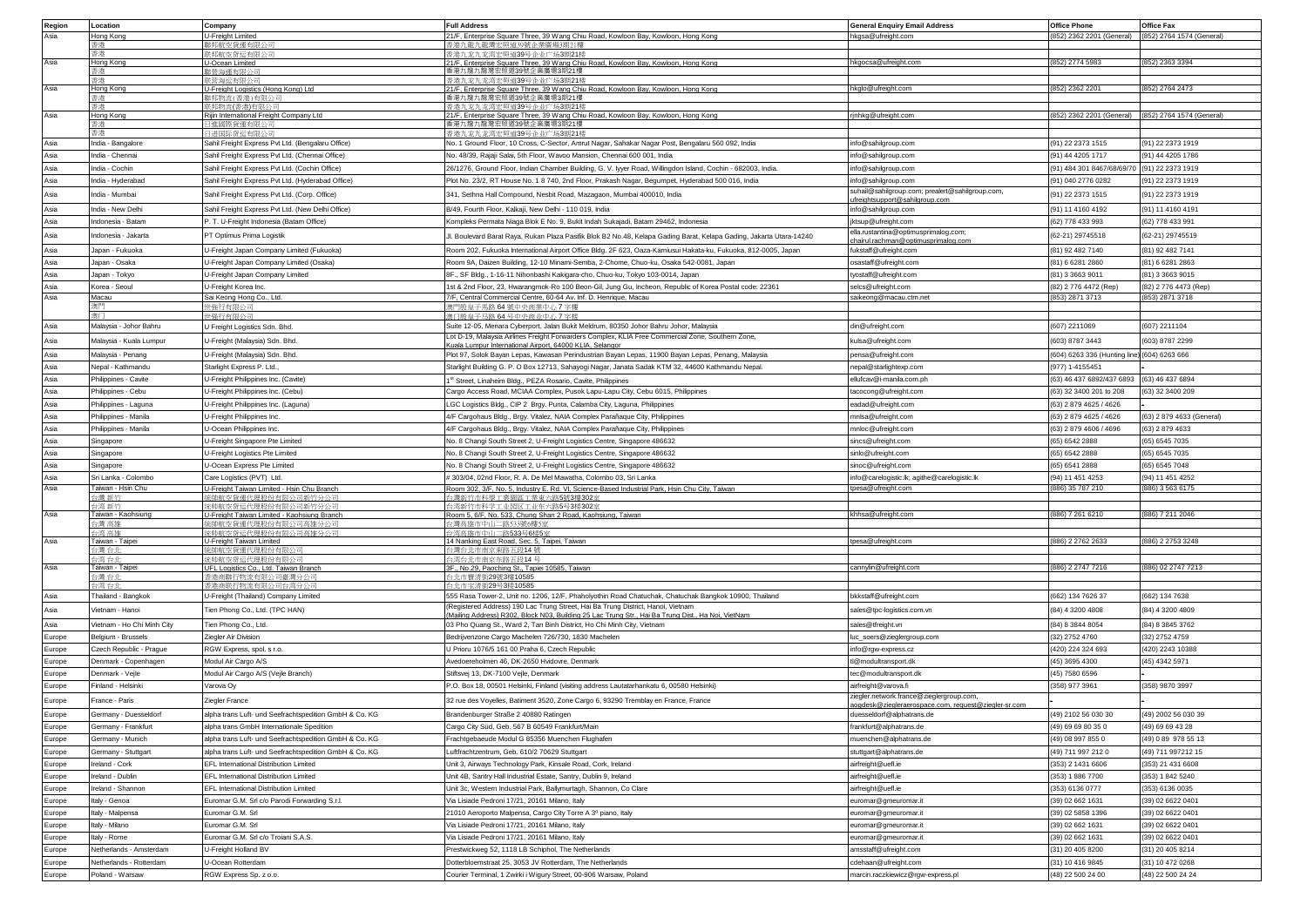| Region | Location | Company | Full Address | General Enquiry Email Address | Office Phone | Office Fax |
|---|---|---|---|---|---|---|
| Asia | Hong Kong | U-Freight Limited | 21/F, Enterprise Square Three, 39 Wang Chiu Road, Kowloon Bay, Kowloon, Hong Kong | hkgsa@ufreight.com | (852) 2362 2201 (General) | (852) 2764 1574 (General) |
| | 香港 | 聯邦航空貨運有限公司 | 香港九龍九龍灣宏照道39號企業廣場3期21樓 | | | |
| | 香港 | 联邦航空货运有限公司 | 香港九龙九龙湾宏照道39号企业广场3期21楼 | | | |
| Asia | Hong Kong | U-Ocean Limited | 21/F, Enterprise Square Three, 39 Wang Chiu Road, Kowloon Bay, Kowloon, Hong Kong | hkgocsa@ufreight.com | (852) 2774 5983 | (852) 2363 3394 |
| | 香港 | 聯營海運有限公司 | 香港九龍九龍灣宏照道39號企業廣場3期21樓 | | | |
| | 香港 | 联营海运有限公司 | 香港九龙九龙湾宏照道39号企业广场3期21楼 | | | |
| Asia | Hong Kong | U-Freight Logistics (Hong Kong) Ltd | 21/F, Enterprise Square Three, 39 Wang Chiu Road, Kowloon Bay, Kowloon, Hong Kong | hkglo@ufreight.com | (852) 2362 2201 | (852) 2764 2473 |
| | 香港 | 聯邦物流(香港)有限公司 | 香港九龍九龍灣宏照道39號企業廣場3期21樓 | | | |
| | 香港 | 联邦物流(香港)有限公司 | 香港九龙九龙湾宏照道39号企业广场3期21楼 | | | |
| Asia | Hong Kong | Rijin International Freight Company Ltd | 21/F, Enterprise Square Three, 39 Wang Chiu Road, Kowloon Bay, Kowloon, Hong Kong | rjnhkg@ufreight.com | (852) 2362 2201 (General) | (852) 2764 1574 (General) |
| | 香港 | 日進國際貨運有限公司 | 香港九龍九龍灣宏照道39號企業廣場3期21樓 | | | |
| | 香港 | 日进国际货运有限公司 | 香港九龙九龙湾宏照道39号企业广场3期21楼 | | | |
| Asia | India - Bangalore | Sahil Freight Express Pvt Ltd. (Bengaluru Office) | No. 1 Ground Floor, 10 Cross, C-Sector, Amrut Nagar, Sahakar Nagar Post, Bengaluru 560 092, India | info@sahilgroup.com | (91) 22 2373 1515 | (91) 22 2373 1919 |
| Asia | India - Chennai | Sahil Freight Express Pvt Ltd. (Chennai Office) | No. 48/39, Rajaji Salai, 5th Floor, Wavoo Mansion, Chennai 600 001, India | info@sahilgroup.com | (91) 44 4205 1717 | (91) 44 4205 1786 |
| Asia | India - Cochin | Sahil Freight Express Pvt Ltd. (Cochin Office) | 26/1276, Ground Floor, Indian Chamber Building, G. V. Iyyer Road, Willingdon Island, Cochin - 682003, India. | info@sahilgroup.com | (91) 484 301 8467/68/69/70 | (91) 22 2373 1919 |
| Asia | India - Hyderabad | Sahil Freight Express Pvt Ltd. (Hyderabad Office) | Plot No. 23/2, RT House No. 1 8 740, 2nd Floor, Prakash Nagar, Begumpet, Hyderabad 500 016, India | info@sahilgroup.com | (91) 040 2776 0282 | (91) 22 2373 1919 |
| Asia | India - Mumbai | Sahil Freight Express Pvt Ltd. (Corp. Office) | 341, Sethna Hall Compound, Nesbit Road, Mazagaon, Mumbai 400010, India | suhail@sahilgroup.com; prealert@sahilgroup.com, ufreightsupport@sahilgroup.com | (91) 22 2373 1515 | (91) 22 2373 1919 |
| Asia | India - New Delhi | Sahil Freight Express Pvt Ltd. (New Delhi Office) | B/49, Fourth Floor, Kalkaji, New Delhi - 110 019, India | info@sahilgroup.com | (91) 11 4160 4192 | (91) 11 4160 4191 |
| Asia | Indonesia - Batam | P. T. U-Freight Indonesia (Batam Office) | Kompleks Permata Niaga Blok E No. 9, Bukit Indah Sukajadi, Batam 29462, Indonesia | jktsup@ufreight.com | (62) 778 433 993 | (62) 778 433 991 |
| Asia | Indonesia - Jakarta | PT Optimus Prima Logistik | Jl. Boulevard Barat Raya, Rukan Plaza Pasifik Blok B2 No.48, Kelapa Gading Barat, Kelapa Gading, Jakarta Utara-14240 | ella.rustantina@optimusprimalog.com; chairul.rachman@optimusprimalog.com | (62-21) 29745518 | (62-21) 29745519 |
| Asia | Japan - Fukuoka | U-Freight Japan Company Limited (Fukuoka) | Room 202, Fukuoka International Airport Office Bldg. 2F 623, Oaza-Kamiusui Hakata-ku, Fukuoka, 812-0005, Japan | fukstaff@ufreight.com | (81) 92 482 7140 | (81) 92 482 7141 |
| Asia | Japan - Osaka | U-Freight Japan Company Limited (Osaka) | Room 9A, Daizen Building, 12-10 Minami-Semba, 2-Chome, Chuo-ku, Osaka 542-0081, Japan | osastaff@ufreight.com | (81) 6 6281 2860 | (81) 6 6281 2863 |
| Asia | Japan - Tokyo | U-Freight Japan Company Limited | 8F., SF Bldg., 1-16-11 Nihonbashi Kakigara-cho, Chuo-ku, Tokyo 103-0014, Japan | tyostaff@ufreight.com | (81) 3 3663 9011 | (81) 3 3663 9015 |
| Asia | Korea - Seoul | U-Freight Korea Inc. | 1st & 2nd Floor, 23, Hwarangmok-Ro 100 Beon-Gil, Jung Gu, Incheon, Republic of Korea Postal code: 22361 | selcs@ufreight.com | (82) 2 776 4472 (Rep) | (82) 2 776 4473 (Rep) |
| Asia | Macau | Sai Keong Hong Co., Ltd. | 7/F, Central Commercial Centre, 60-64 Av. Inf. D. Henrique, Macau | saikeong@macau.ctm.net | (853) 2871 3713 | (853) 2871 3718 |
| | 澳門 | 世強行有限公司 | 澳門殷皇子馬路 64 號中央商業中心 7 字樓 | | | |
| | 澳门 | 世强行有限公司 | 澳门殷皇子马路 64 号中央商业中心 7 字楼 | | | |
| Asia | Malaysia - Johor Bahru | U Freight Logistics Sdn. Bhd. | Suite 12-05, Menara Cyberport, Jalan Bukit Meldrum, 80350 Johor Bahru Johor, Malaysia | din@ufreight.com | (607) 2211069 | (607) 2211104 |
| Asia | Malaysia - Kuala Lumpur | U-Freight (Malaysia) Sdn. Bhd. | Lot D-19, Malaysia Airlines Freight Forwarders Complex, KLIA Free Commercial Zone, Southern Zone, Kuala Lumpur International Airport, 64000 KLIA, Selangor | kulsa@ufreight.com | (603) 8787 3443 | (603) 8787 2299 |
| Asia | Malaysia - Penang | U-Freight (Malaysia) Sdn. Bhd. | Plot 97, Solok Bayan Lepas, Kawasan Perindustrian Bayan Lepas, 11900 Bayan Lepas, Penang, Malaysia | pensa@ufreight.com | (604) 6263 336 (Hunting line) | (604) 6263 666 |
| Asia | Nepal - Kathmandu | Starlight Express P. Ltd., | Starlight Building G. P. O Box 12713, Sahayogi Nagar, Janata Sadak KTM 32, 44600 Kathmandu Nepal. | nepal@starlightexp.com | (977) 1-4155451 | - |
| Asia | Philippines - Cavite | U-Freight Philippines Inc. (Cavite) | 1st Street, Linaheim Bldg., PEZA Rosario, Cavite, Philippines | ellufcav@i-manila.com.ph | (63) 46 437 6892/437 6893 | (63) 46 437 6894 |
| Asia | Philippines - Cebu | U-Freight Philippines Inc. (Cebu) | Cargo Access Road, MCIAA Complex, Pusok Lapu-Lapu City, Cebu 6015, Philippines | tacocong@ufreight.com | (63) 32 3400 201 to 208 | (63) 32 3400 209 |
| Asia | Philippines - Laguna | U-Freight Philippines Inc. (Laguna) | LGC Logistics Bldg., CIP 2 Brgy. Punta, Calamba City, Laguna, Philippines | eadad@ufreight.com | (63) 2 879 4625 / 4626 | - |
| Asia | Philippines - Manila | U-Freight Philippines Inc. | 4/F Cargohaus Bldg., Brgy. Vitalez, NAIA Complex Parañaque City, Philippines | mnlsa@ufreight.com | (63) 2 879 4625 / 4626 | (63) 2 879 4633 (General) |
| Asia | Philippines - Manila | U-Ocean Philippines Inc. | 4/F Cargohaus Bldg., Brgy. Vitalez, NAIA Complex Parañaque City, Philippines | mnloc@ufreight.com | (63) 2 879 4606 / 4696 | (63) 2 879 4633 |
| Asia | Singapore | U-Freight Singapore Pte Limited | No. 8 Changi South Street 2, U-Freight Logistics Centre, Singapore 486632 | sincs@ufreight.com | (65) 6542 2888 | (65) 6545 7035 |
| Asia | Singapore | U-Freight Logistics Pte Limited | No. 8 Changi South Street 2, U-Freight Logistics Centre, Singapore 486632 | sinlo@ufreight.com | (65) 6542 2888 | (65) 6545 7035 |
| Asia | Singapore | U-Ocean Express Pte Limited | No. 8 Changi South Street 2, U-Freight Logistics Centre, Singapore 486632 | sinoc@ufreight.com | (65) 6541 2888 | (65) 6545 7048 |
| Asia | Sri Lanka - Colombo | Care Logistics (PVT) Ltd. | # 303/04, 02nd Floor, R. A. De Mel Mawatha, Colombo 03, Sri Lanka | info@carelogistic.lk; agithe@carelogistic.lk | (94) 11 451 4253 | (94) 11 451 4252 |
| Asia | Taiwan - Hsin Chu | U-Freight Taiwan Limited - Hsin Chu Branch | Room 302, 3/F, No. 5, Industry E. Rd. VI, Science-Based Industrial Park, Hsin Chu City, Taiwan | tpesa@ufreight.com | (886) 35 787 210 | (886) 3 563 6175 |
| | 台灣 新竹 | 統聯航空貨運代理股份有限公司新竹分公司 | 台灣新竹市科學工業園區工業東六路5號3樓302室 | | | |
| | 台湾 新竹 | 统联航空货运代理股份有限公司新竹分公司 | 台湾新竹市科学工业园区工业东六路5号3楼302室 | | | |
| Asia | Taiwan - Kaohsiung | U-Freight Taiwan Limited - Kaohsiung Branch | Room 5, 6/F, No. 533, Chung Shan 2 Road, Kaohsiung, Taiwan | khhsa@ufreight.com | (886) 7 261 6210 | (886) 7 211 2046 |
| | 台灣 高雄 | 統聯航空貨運代理股份有限公司高雄分公司 | 台灣高雄市中山二路533號6樓5室 | | | |
| | 台湾 高雄 | 统联航空货运代理股份有限公司高雄分公司 | 台湾高雄市中山二路533号6楼5室 | | | |
| Asia | Taiwan - Taipei | U-Freight Taiwan Limited | 14 Nanking East Road, Sec. 5, Taipei, Taiwan | tpesa@ufreight.com | (886) 2 2762 2633 | (886) 2 2753 3248 |
| | 台灣 台北 | 統聯航空貨運代理股份有限公司 | 台灣台北市南京東路五段14 號 | | | |
| | 台湾 台北 | 统联航空货运代理股份有限公司 | 台湾台北市南京东路五段14 号 | | | |
| Asia | Taiwan - Taipei | UFL Logistics Co., Ltd. Taiwan Branch | 3F., No.29, Paoching St., Tapiei 10585, Taiwan | cannylin@ufreight.com | (886) 2 2747 7216 | (886) 02 2747 7213 |
| | 台灣 台北 | 香港商聯行物流有限公司臺灣分公司 | 台北市寶清街29號3樓10585 | | | |
| | 台湾 台北 | 香港商联行物流有限公司台湾分公司 | 台北市宝清街29号3楼10585 | | | |
| Asia | Thailand - Bangkok | U-Freight (Thailand) Company Limited | 555 Rasa Tower-2, Unit no. 1206, 12/F, Phaholyothin Road Chatuchak, Chatuchak Bangkok 10900, Thailand | bkkstaff@ufreight.com | (662) 134 7626 37 | (662) 134 7638 |
| Asia | Vietnam - Hanoi | Tien Phong Co., Ltd. (TPC HAN) | (Registered Address) 190 Lac Trung Street, Hai Ba Trung District, Hanoi, Vietnam (Mailing Address) R302, Block N03, Building 25 Lac Trung Str., Hai Ba Trung Dist., Ha Noi, VietNam | sales@tpc-logistics.com.vn | (84) 4 3200 4808 | (84) 4 3200 4809 |
| Asia | Vietnam - Ho Chi Minh City | Tien Phong Co., Ltd. | 03 Pho Quang St., Ward 2, Tan Binh District, Ho Chi Minh City, Vietnam | sales@tfreight.vn | (84) 8 3844 8054 | (84) 8 3845 3762 |
| Europe | Belgium - Brussels | Ziegler Air Division | Bedrijvenzone Cargo Machelen 726/730, 1830 Machelen | luc_soers@zieglergroup.com | (32) 2752 4760 | (32) 2752 4759 |
| Europe | Czech Republic - Prague | RGW Express, spol. s r.o. | U Prioru 1076/5 161 00 Praha 6, Czech Republic | info@rgw-express.cz | (420) 224 324 693 | (420) 2243 10388 |
| Europe | Denmark - Copenhagen | Modul Air Cargo A/S | Avedoereholmen 46, DK-2650 Hvidovre, Denmark | tl@modultransport.dk | (45) 3695 4300 | (45) 4342 5971 |
| Europe | Denmark - Vejle | Modul Air Cargo A/S (Vejle Branch) | Stiftsvej 13, DK-7100 Vejle, Denmark | tec@modultransport.dk | (45) 7580 6596 | - |
| Europe | Finland - Helsinki | Varova Oy | P.O. Box 18, 00501 Helsinki, Finland (visiting address Lautatarhankatu 6, 00580 Helsinki) | airfreight@varova.fi | (358) 977 3961 | (358) 9870 3997 |
| Europe | France - Paris | Ziegler France | 32 rue des Voyelles, Batiment 3520, Zone Cargo 6, 93290 Tremblay en France, France | ziegler.network.france@zieglergroup.com, aogdesk@ziegleraerospace.com, request@ziegler-sr.com | - | - |
| Europe | Germany - Duesseldorf | alpha trans Luft- und Seefrachtspedition GmbH & Co. KG | Brandenburger Straße 2 40880 Ratingen | duesseldorf@alphatrans.de | (49) 2102 56 030 30 | (49) 2002 56 030 39 |
| Europe | Germany - Frankfurt | alpha trans GmbH Internationale Spedition | Cargo City Süd, Geb. 567 B 60549 Frankfurt/Main | frankfurt@alphatrans.de | (49) 69 69 80 35 0 | (49) 69 69 43 28 |
| Europe | Germany - Munich | alpha trans Luft- und Seefrachtspedition GmbH & Co. KG | Frachtgebaeude Modul G 85356 Muenchen Flughafen | muenchen@alphatrans.de | (49) 08 997 855 0 | (49) 0 89 978 55 13 |
| Europe | Germany - Stuttgart | alpha trans Luft- und Seefrachtspedition GmbH & Co. KG | Luftfrachtzentrum, Geb. 610/2 70629 Stuttgart | stuttgart@alphatrans.de | (49) 711 997 212 0 | (49) 711 997212 15 |
| Europe | Ireland - Cork | EFL International Distribution Limited | Unit 3, Airways Technology Park, Kinsale Road, Cork, Ireland | airfreight@uefl.ie | (353) 2 1431 6606 | (353) 21 431 6608 |
| Europe | Ireland - Dublin | EFL International Distribution Limited | Unit 4B, Santry Hall Industrial Estate, Santry, Dublin 9, Ireland | airfreight@uefl.ie | (353) 1 886 7700 | (353) 1 842 5240 |
| Europe | Ireland - Shannon | EFL International Distribution Limited | Unit 3c, Western Industrial Park, Ballymurtagh, Shannon, Co Clare | airfreight@uefl.ie | (353) 6136 0777 | (353) 6136 0035 |
| Europe | Italy - Genoa | Euromar G.M. Srl c/o Parodi Forwarding S.r.l. | Via Lisiade Pedroni 17/21, 20161 Milano, Italy | euromar@gmeuromar.it | (39) 02 662 1631 | (39) 02 6622 0401 |
| Europe | Italy - Malpensa | Euromar G.M. Srl | 21010 Aeroporto Malpensa, Cargo City Torre A 3° piano, Italy | euromar@gmeuromar.it | (39) 02 5858 1396 | (39) 02 6622 0401 |
| Europe | Italy - Milano | Euromar G.M. Srl | Via Lisiade Pedroni 17/21, 20161 Milano, Italy | euromar@gmeuromar.it | (39) 02 662 1631 | (39) 02 6622 0401 |
| Europe | Italy - Rome | Euromar G.M. Srl c/o Troiani S.A.S. | Via Lisiade Pedroni 17/21, 20161 Milano, Italy | euromar@gmeuromar.it | (39) 02 662 1631 | (39) 02 6622 0401 |
| Europe | Netherlands - Amsterdam | U-Freight Holland BV | Prestwickweg 52, 1118 LB Schiphol, The Netherlands | amsstaff@ufreight.com | (31) 20 405 8200 | (31) 20 405 8214 |
| Europe | Netherlands - Rotterdam | U-Ocean Rotterdam | Dotterbloemstraat 25, 3053 JV Rotterdam, The Netherlands | cdehaan@ufreight.com | (31) 10 416 9845 | (31) 10 472 0268 |
| Europe | Poland - Warsaw | RGW Express Sp. z o.o. | Courier Terminal, 1 Zwirki i Wigury Street, 00-906 Warsaw, Poland | marcin.raczkiewicz@rgw-express.pl | (48) 22 500 24 00 | (48) 22 500 24 24 |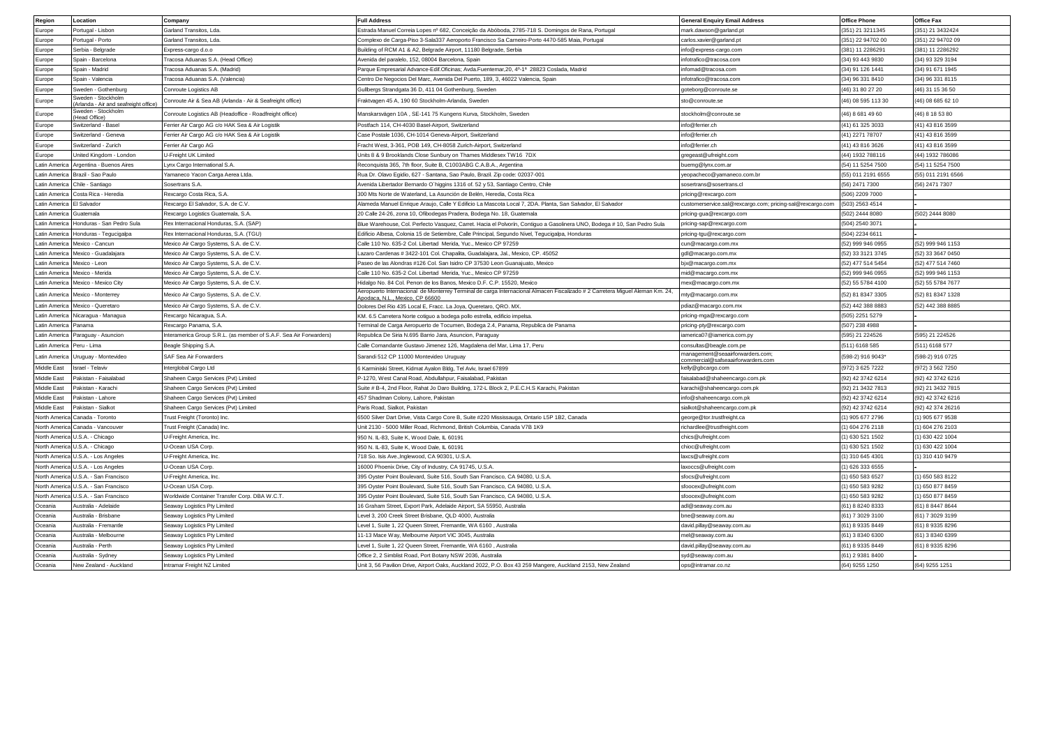| Region | Location | Company | Full Address | General Enquiry Email Address | Office Phone | Office Fax |
|---|---|---|---|---|---|---|
| Europe | Portugal - Lisbon | Garland Transitos, Lda. | Estrada Manuel Correia Lopes nº 682, Conceição da Abóboda, 2785-718 S. Domingos de Rana, Portugal | mark.dawson@garland.pt | (351) 21 3211345 | (351) 21 3432424 |
| Europe | Portugal - Porto | Garland Transitos, Lda. | Complexo de Carga-Piso 3-Sala337 Aeroporto Francisco Sa Carneiro-Porto 4470-585 Maia, Portugal | carlos.xavier@garland.pt | (351) 22 94702 00 | (351) 22 94702 09 |
| Europe | Serbia - Belgrade | Express-cargo d.o.o | Building of RCM A1 & A2, Belgrade Airport, 11180 Belgrade, Serbia | info@express-cargo.com | (381) 11 2286291 | (381) 11 2286292 |
| Europe | Spain - Barcelona | Tracosa Aduanas S.A. (Head Office) | Avenida del paralelo, 152, 08004 Barcelona, Spain | infotrafico@tracosa.com | (34) 93 443 9830 | (34) 93 329 3194 |
| Europe | Spain - Madrid | Tracosa Aduanas S.A. (Madrid) | Parque Empresarial Advance-Edif.Oficinas; Avda.Fuentemar,20, 4º-1ª 28823 Coslada, Madrid | infomad@tracosa.com | (34) 91 126 1441 | (34) 91 671 1945 |
| Europe | Spain - Valencia | Tracosa Aduanas S.A. (Valencia) | Centro De Negocios Del Marc, Avenida Del Puerto, 189, 3, 46022 Valencia, Spain | infotrafico@tracosa.com | (34) 96 331 8410 | (34) 96 331 8115 |
| Europe | Sweden - Gothenburg | Conroute Logistics AB | Gullbergs Strandgata 36 D, 411 04 Gothenburg, Sweden | goteborg@conroute.se | (46) 31 80 27 20 | (46) 31 15 36 50 |
| Europe | Sweden - Stockholm (Arlanda - Air and seafreight office) | Conroute Air & Sea AB (Arlanda - Air & Seafreight office) | Fraktvagen 45 A, 190 60 Stockholm-Arlanda, Sweden | sto@conroute.se | (46) 08 595 113 30 | (46) 08 685 62 10 |
| Europe | Sweden - Stockholm (Head Office) | Conroute Logistics AB (Headoffice - Roadfreight office) | Manskarsvägen 10A , SE-141 75 Kungens Kurva, Stockholm, Sweden | stockholm@conroute.se | (46) 8 681 49 60 | (46) 8 18 53 80 |
| Europe | Switzerland - Basel | Ferrier Air Cargo AG c/o HAK Sea & Air Logistik | Postfach 114, CH-4030 Basel-Airport, Switzerland | info@ferrier.ch | (41) 61 325 3033 | (41) 43 816 3599 |
| Europe | Switzerland - Geneva | Ferrier Air Cargo AG c/o HAK Sea & Air Logistik | Case Postale 1036, CH-1014 Geneva-Airport, Switzerland | info@ferrier.ch | (41) 2271 78707 | (41) 43 816 3599 |
| Europe | Switzerland - Zurich | Ferrier Air Cargo AG | Fracht West, 3-361, POB 149, CH-8058 Zurich-Airport, Switzerland | info@ferrier.ch | (41) 43 816 3626 | (41) 43 816 3599 |
| Europe | United Kingdom - London | U-Freight UK Limited | Units 8 & 9 Brooklands Close Sunbury on Thames Middlesex TW16 7DX | gregeast@ufreight.com | (44) 1932 788116 | (44) 1932 786086 |
| Latin America | Argentina - Buenos Aires | Lynx Cargo International S.A. | Reconquista 365, 7th floor, Suite B, C1003ABG C.A.B.A., Argentina | buemg@lynx.com.ar | (54) 11 5254 7500 | (54) 11 5254 7500 |
| Latin America | Brazil - Sao Paulo | Yamaneco Yacon Carga Aerea Ltda. | Rua Dr. Olavo Egidio, 627 - Santana, Sao Paulo, Brazil. Zip code: 02037-001 | yeopacheco@yamaneco.com.br | (55) 011 2191 6555 | (55) 011 2191 6566 |
| Latin America | Chile - Santiago | Sosertrans S.A. | Avenida Libertador Bernardo O´higgins 1316 of. 52 y 53, Santiago Centro, Chile | sosertrans@sosertrans.cl | (56) 2471 7300 | (56) 2471 7307 |
| Latin America | Costa Rica - Heredia | Rexcargo Costa Rica, S.A. | 300 Mts Norte de Waterland, La Asunción de Belén, Heredia, Costa Rica | pricing@rexcargo.com | (506) 2209 7000 | - |
| Latin America | El Salvador | Rexcargo El Salvador, S.A. de C.V. | Alameda Manuel Enrique Araujo, Calle Y Edificio La Mascota Local 7, 2DA. Planta, San Salvador, El Salvador | customerservice.sal@rexcargo.com; pricing-sal@rexcargo.com | (503) 2563 4514 | - |
| Latin America | Guatemala | Rexcargo Logistics Guatemala, S.A. | 20 Calle 24-26, zona 10, Ofibodegas Pradera, Bodega No. 18, Guatemala | pricing-gua@rexcargo.com | (502) 2444 8080 | (502) 2444 8080 |
| Latin America | Honduras - San Pedro Sula | Rex Internacional Honduras, S.A. (SAP) | Blue Warehouse, Col. Perfecto Vasquez, Carret. Hacia el Polvorin, Contiguo a Gasolinera UNO, Bodega # 10, San Pedro Sula | pricing-sap@rexcargo.com | (504) 2540 3071 | - |
| Latin America | Honduras - Tegucigalpa | Rex Internacional Honduras, S.A. (TGU) | Edificio Albesa, Colonia 15 de Setiembre, Calle Principal, Segundo Nivel, Tegucigalpa, Honduras | pricing-tgu@rexcargo.com | (504) 2234 6611 | - |
| Latin America | Mexico - Cancun | Mexico Air Cargo Systems, S.A. de C.V. | Calle 110 No. 635-2 Col. Libertad Merida, Yuc., Mexico CP 97259 | cun@macargo.com.mx | (52) 999 946 0955 | (52) 999 946 1153 |
| Latin America | Mexico - Guadalajara | Mexico Air Cargo Systems, S.A. de C.V. | Lazaro Cardenas # 3422-101 Col. Chapalita, Guadalajara, Jal., Mexico, CP. 45052 | gdl@macargo.com.mx | (52) 33 3121 3745 | (52) 33 3647 0450 |
| Latin America | Mexico - Leon | Mexico Air Cargo Systems, S.A. de C.V. | Paseo de las Alondras #126 Col. San Isidro CP 37530 Leon Guanajuato, Mexico | bjx@macargo.com.mx | (52) 477 514 5454 | (52) 477 514 7460 |
| Latin America | Mexico - Merida | Mexico Air Cargo Systems, S.A. de C.V. | Calle 110 No. 635-2 Col. Libertad Merida, Yuc., Mexico CP 97259 | mid@macargo.com.mx | (52) 999 946 0955 | (52) 999 946 1153 |
| Latin America | Mexico - Mexico City | Mexico Air Cargo Systems, S.A. de C.V. | Hidalgo No. 84 Col. Penon de los Banos, Mexico D.F. C.P. 15520, Mexico | mex@macargo.com.mx | (52) 55 5784 4100 | (52) 55 5784 7677 |
| Latin America | Mexico - Monterrey | Mexico Air Cargo Systems, S.A. de C.V. | Aeropuerto Internacional de Monterrey Terminal de carga Internacional Almacen Fiscalizado # 2 Carretera Miguel Aleman Km. 24, Apodaca, N.L., Mexico, CP 66600 | mty@macargo.com.mx | (52) 81 8347 3305 | (52) 81 8347 1328 |
| Latin America | Mexico - Queretaro | Mexico Air Cargo Systems, S.A. de C.V. | Dolores Del Rio 435 Local E, Fracc. La Joya, Queretaro, QRO. MX. | pdiaz@macargo.com.mx | (52) 442 388 8883 | (52) 442 388 8885 |
| Latin America | Nicaragua - Managua | Rexcargo Nicaragua, S.A. | KM. 6.5 Carretera Norte cotiguo a bodega pollo estrella, edificio impelsa. | pricing-mga@rexcargo.com | (505) 2251 5279 | - |
| Latin America | Panama | Rexcargo Panama, S.A. | Terminal de Carga Aeropuerto de Tocumen, Bodega 2.4, Panama, Republica de Panama | pricing-pty@rexcargo.com | (507) 238 4988 | - |
| Latin America | Paraguay - Asuncion | Interamerica Group S.R.L. (as member of S.A.F. Sea Air Forwarders) | Republica De Siria N.695 Barrio Jara, Asuncion, Paraguay | iamerica07@iamerica.com.py | (595) 21 224526 | (595) 21 224526 |
| Latin America | Peru - Lima | Beagle Shipping S.A. | Calle Comandante Gustavo Jimenez 126, Magdalena del Mar, Lima 17, Peru | consultas@beagle.com.pe | (511) 6168 585 | (511) 6168 577 |
| Latin America | Uruguay - Montevideo | SAF Sea Air Forwarders | Sarandi 512 CP 11000 Montevideo Uruguay | management@seaairforwarders.com; commercial@safseaairforwarders.com | (598-2) 916 9043* | (598-2) 916 0725 |
| Middle East | Israel - Telaviv | Interglobal Cargo Ltd | 6 Karminiski Street, Kidmat Ayalon Bldg, Tel Aviv, Israel 67899 | kelly@gbcargo.com | (972) 3 625 7222 | (972) 3 562 7250 |
| Middle East | Pakistan - Faisalabad | Shaheen Cargo Services (Pvt) Limited | P-1270, West Canal Road, Abdullahpur, Faisalabad, Pakistan | faisalabad@shaheencargo.com.pk | (92) 42 3742 6214 | (92) 42 3742 6216 |
| Middle East | Pakistan - Karachi | Shaheen Cargo Services (Pvt) Limited | Suite # B-4, 2nd Floor, Rahat Jo Daro Building, 172-L Block 2, P.E.C.H.S Karachi, Pakistan | karachi@shaheencargo.com.pk | (92) 21 3432 7813 | (92) 21 3432 7815 |
| Middle East | Pakistan - Lahore | Shaheen Cargo Services (Pvt) Limited | 457 Shadman Colony, Lahore, Pakistan | info@shaheencargo.com.pk | (92) 42 3742 6214 | (92) 42 3742 6216 |
| Middle East | Pakistan - Sialkot | Shaheen Cargo Services (Pvt) Limited | Paris Road, Sialkot, Pakistan | sialkot@shaheencargo.com.pk | (92) 42 3742 6214 | (92) 42 374 26216 |
| North America | Canada - Toronto | Trust Freight (Toronto) Inc. | 6500 Silver Dart Drive, Vista Cargo Core B, Suite #220 Mississauga, Ontario L5P 1B2, Canada | george@tor.trustfreight.ca | (1) 905 677 2796 | (1) 905 677 9538 |
| North America | Canada - Vancouver | Trust Freight (Canada) Inc. | Unit 2130 - 5000 Miller Road, Richmond, British Columbia, Canada V7B 1K9 | richardlee@trustfreight.com | (1) 604 276 2118 | (1) 604 276 2103 |
| North America | U.S.A. - Chicago | U-Freight America, Inc. | 950 N. IL-83, Suite K, Wood Dale, IL 60191 | chics@ufreight.com | (1) 630 521 1502 | (1) 630 422 1004 |
| North America | U.S.A. - Chicago | U-Ocean USA Corp. | 950 N. IL-83, Suite K, Wood Dale, IL 60191 | chioc@ufreight.com | (1) 630 521 1502 | (1) 630 422 1004 |
| North America | U.S.A. - Los Angeles | U-Freight America, Inc. | 718 So. Isis Ave.,Inglewood, CA 90301, U.S.A. | laxcs@ufreight.com | (1) 310 645 4301 | (1) 310 410 9479 |
| North America | U.S.A. - Los Angeles | U-Ocean USA Corp. | 16000 Phoenix Drive, City of Industry, CA 91745, U.S.A. | laxoccs@ufreight.com | (1) 626 333 6555 | - |
| North America | U.S.A. - San Francisco | U-Freight America, Inc. | 395 Oyster Point Boulevard, Suite 516, South San Francisco, CA 94080, U.S.A. | sfocs@ufreight.com | (1) 650 583 6527 | (1) 650 583 8122 |
| North America | U.S.A. - San Francisco | U-Ocean USA Corp. | 395 Oyster Point Boulevard, Suite 516, South San Francisco, CA 94080, U.S.A. | sfoocex@ufreight.com | (1) 650 583 9282 | (1) 650 877 8459 |
| North America | U.S.A. - San Francisco | Worldwide Container Transfer Corp. DBA W.C.T. | 395 Oyster Point Boulevard, Suite 516, South San Francisco, CA 94080, U.S.A. | sfoocex@ufreight.com | (1) 650 583 9282 | (1) 650 877 8459 |
| Oceania | Australia - Adelaide | Seaway Logistics Pty Limited | 16 Graham Street, Export Park, Adelaide Airport, SA 55950, Australia | adl@seaway.com.au | (61) 8 8240 8333 | (61) 8 8447 8644 |
| Oceania | Australia - Brisbane | Seaway Logistics Pty Limited | Level 3, 200 Creek Street Brisbane, QLD 4000, Australia | bne@seaway.com.au | (61) 7 3029 3100 | (61) 7 3029 3199 |
| Oceania | Australia - Fremantle | Seaway Logistics Pty Limited | Level 1, Suite 1, 22 Queen Street, Fremantle, WA 6160 , Australia | david.pillay@seaway.com.au | (61) 8 9335 8449 | (61) 8 9335 8296 |
| Oceania | Australia - Melbourne | Seaway Logistics Pty Limited | 11-13 Mace Way, Melbourne Airport VIC 3045, Australia | mel@seaway.com.au | (61) 3 8340 6300 | (61) 3 8340 6399 |
| Oceania | Australia - Perth | Seaway Logistics Pty Limited | Level 1, Suite 1, 22 Queen Street, Fremantle, WA 6160 , Australia | david.pillay@seaway.com.au | (61) 8 9335 8449 | (61) 8 9335 8296 |
| Oceania | Australia - Sydney | Seaway Logistics Pty Limited | Office 2, 2 Simblist Road, Port Botany NSW 2036, Australia | syd@seaway.com.au | (61) 2 9381 8400 | - |
| Oceania | New Zealand - Auckland | Intramar Freight NZ Limited | Unit 3, 56 Pavilion Drive, Airport Oaks, Auckland 2022, P.O. Box 43 259 Mangere, Auckland 2153, New Zealand | ops@intramar.co.nz | (64) 9255 1250 | (64) 9255 1251 |